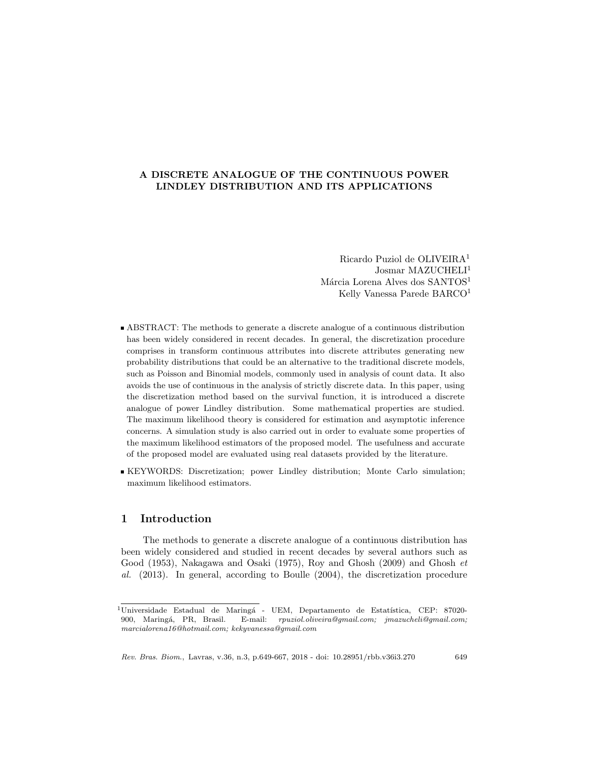# A DISCRETE ANALOGUE OF THE CONTINUOUS POWER LINDLEY DISTRIBUTION AND ITS APPLICATIONS

Ricardo Puziol de OLIVEIRA[1]
Josmar MAZUCHELI[1]
Márcia Lorena Alves dos SANTOS[1]
Kelly Vanessa Parede BARCO[1]

- ABSTRACT: The methods to generate a discrete analogue of a continuous distribution has been widely considered in recent decades. In general, the discretization procedure comprises in transform continuous attributes into discrete attributes generating new probability distributions that could be an alternative to the traditional discrete models, such as Poisson and Binomial models, commonly used in analysis of count data. It also avoids the use of continuous in the analysis of strictly discrete data. In this paper, using the discretization method based on the survival function, it is introduced a discrete analogue of power Lindley distribution. Some mathematical properties are studied. The maximum likelihood theory is considered for estimation and asymptotic inference concerns. A simulation study is also carried out in order to evaluate some properties of the maximum likelihood estimators of the proposed model. The usefulness and accurate of the proposed model are evaluated using real datasets provided by the literature.

- KEYWORDS: Discretization; power Lindley distribution; Monte Carlo simulation; maximum likelihood estimators.

## 1 Introduction

The methods to generate a discrete analogue of a continuous distribution has been widely considered and studied in recent decades by several authors such as Good (1953), Nakagawa and Osaki (1975), Roy and Ghosh (2009) and Ghosh *et al.* (2013). In general, according to Boulle (2004), the discretization procedure

---

[1]Universidade Estadual de Maringá - UEM, Departamento de Estatística, CEP: 87020-900, Maringá, PR, Brasil. E-mail: *rpuziol.oliveira@gmail.com; jmazucheli@gmail.com; marcialorena16@hotmail.com; kekyvanessa@gmail.com*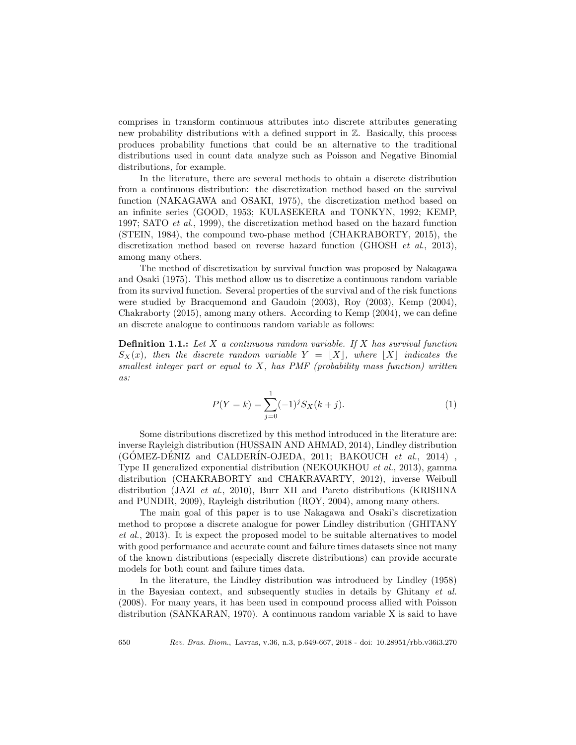comprises in transform continuous attributes into discrete attributes generating new probability distributions with a defined support in $\mathbb{Z}$. Basically, this process produces probability functions that could be an alternative to the traditional distributions used in count data analyze such as Poisson and Negative Binomial distributions, for example.

In the literature, there are several methods to obtain a discrete distribution from a continuous distribution: the discretization method based on the survival function (NAKAGAWA and OSAKI, 1975), the discretization method based on an infinite series (GOOD, 1953; KULASEKERA and TONKYN, 1992; KEMP, 1997; SATO *et al.*, 1999), the discretization method based on the hazard function (STEIN, 1984), the compound two-phase method (CHAKRABORTY, 2015), the discretization method based on reverse hazard function (GHOSH *et al.*, 2013), among many others.

The method of discretization by survival function was proposed by Nakagawa and Osaki (1975). This method allow us to discretize a continuous random variable from its survival function. Several properties of the survival and of the risk functions were studied by Bracquemond and Gaudoin (2003), Roy (2003), Kemp (2004), Chakraborty (2015), among many others. According to Kemp (2004), we can define an discrete analogue to continuous random variable as follows:

**Definition 1.1.:** *Let $X$ a continuous random variable. If $X$ has survival function $S_X(x)$, then the discrete random variable $Y = \lfloor X \rfloor$, where $\lfloor X \rfloor$ indicates the smallest integer part or equal to $X$, has PMF (probability mass function) written as:*

$$P(Y = k) = \sum_{j=0}^{1} (-1)^j S_X(k + j). \tag{1}$$

Some distributions discretized by this method introduced in the literature are: inverse Rayleigh distribution (HUSSAIN AND AHMAD, 2014), Lindley distribution (GÓMEZ-DÉNIZ and CALDERÍN-OJEDA, 2011; BAKOUCH *et al.*, 2014) , Type II generalized exponential distribution (NEKOUKHOU *et al.*, 2013), gamma distribution (CHAKRABORTY and CHAKRAVARTY, 2012), inverse Weibull distribution (JAZI *et al.*, 2010), Burr XII and Pareto distributions (KRISHNA and PUNDIR, 2009), Rayleigh distribution (ROY, 2004), among many others.

The main goal of this paper is to use Nakagawa and Osaki's discretization method to propose a discrete analogue for power Lindley distribution (GHITANY *et al.*, 2013). It is expect the proposed model to be suitable alternatives to model with good performance and accurate count and failure times datasets since not many of the known distributions (especially discrete distributions) can provide accurate models for both count and failure times data.

In the literature, the Lindley distribution was introduced by Lindley (1958) in the Bayesian context, and subsequently studies in details by Ghitany *et al.* (2008). For many years, it has been used in compound process allied with Poisson distribution (SANKARAN, 1970). A continuous random variable X is said to have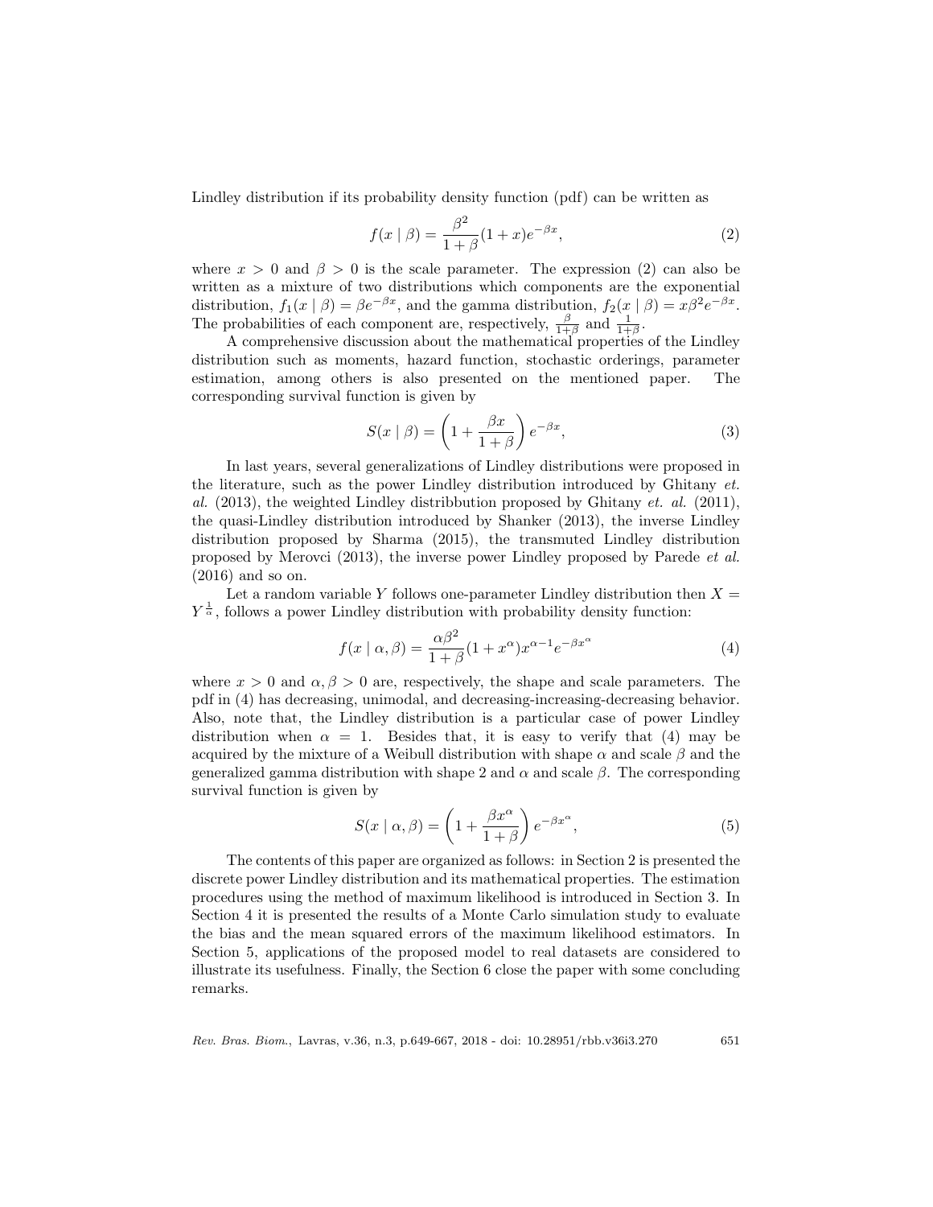Lindley distribution if its probability density function (pdf) can be written as

$$f(x \mid \beta) = \frac{\beta^2}{1+\beta}(1+x)e^{-\beta x}, \tag{2}$$

where $x > 0$ and $\beta > 0$ is the scale parameter. The expression (2) can also be written as a mixture of two distributions which components are the exponential distribution, $f_1(x \mid \beta) = \beta e^{-\beta x}$, and the gamma distribution, $f_2(x \mid \beta) = x\beta^2 e^{-\beta x}$. The probabilities of each component are, respectively, $\frac{\beta}{1+\beta}$ and $\frac{1}{1+\beta}$.

A comprehensive discussion about the mathematical properties of the Lindley distribution such as moments, hazard function, stochastic orderings, parameter estimation, among others is also presented on the mentioned paper. The corresponding survival function is given by

$$S(x \mid \beta) = \left(1 + \frac{\beta x}{1+\beta}\right) e^{-\beta x}, \tag{3}$$

In last years, several generalizations of Lindley distributions were proposed in the literature, such as the power Lindley distribution introduced by Ghitany *et. al.* (2013), the weighted Lindley distribbution proposed by Ghitany *et. al.* (2011), the quasi-Lindley distribution introduced by Shanker (2013), the inverse Lindley distribution proposed by Sharma (2015), the transmuted Lindley distribution proposed by Merovci (2013), the inverse power Lindley proposed by Parede *et al.* (2016) and so on.

Let a random variable $Y$ follows one-parameter Lindley distribution then $X = Y^{\frac{1}{\alpha}}$, follows a power Lindley distribution with probability density function:

$$f(x \mid \alpha, \beta) = \frac{\alpha\beta^2}{1+\beta}(1+x^\alpha)x^{\alpha-1}e^{-\beta x^\alpha} \tag{4}$$

where $x > 0$ and $\alpha, \beta > 0$ are, respectively, the shape and scale parameters. The pdf in (4) has decreasing, unimodal, and decreasing-increasing-decreasing behavior. Also, note that, the Lindley distribution is a particular case of power Lindley distribution when $\alpha = 1$. Besides that, it is easy to verify that (4) may be acquired by the mixture of a Weibull distribution with shape $\alpha$ and scale $\beta$ and the generalized gamma distribution with shape 2 and $\alpha$ and scale $\beta$. The corresponding survival function is given by

$$S(x \mid \alpha, \beta) = \left(1 + \frac{\beta x^\alpha}{1+\beta}\right) e^{-\beta x^\alpha}, \tag{5}$$

The contents of this paper are organized as follows: in Section 2 is presented the discrete power Lindley distribution and its mathematical properties. The estimation procedures using the method of maximum likelihood is introduced in Section 3. In Section 4 it is presented the results of a Monte Carlo simulation study to evaluate the bias and the mean squared errors of the maximum likelihood estimators. In Section 5, applications of the proposed model to real datasets are considered to illustrate its usefulness. Finally, the Section 6 close the paper with some concluding remarks.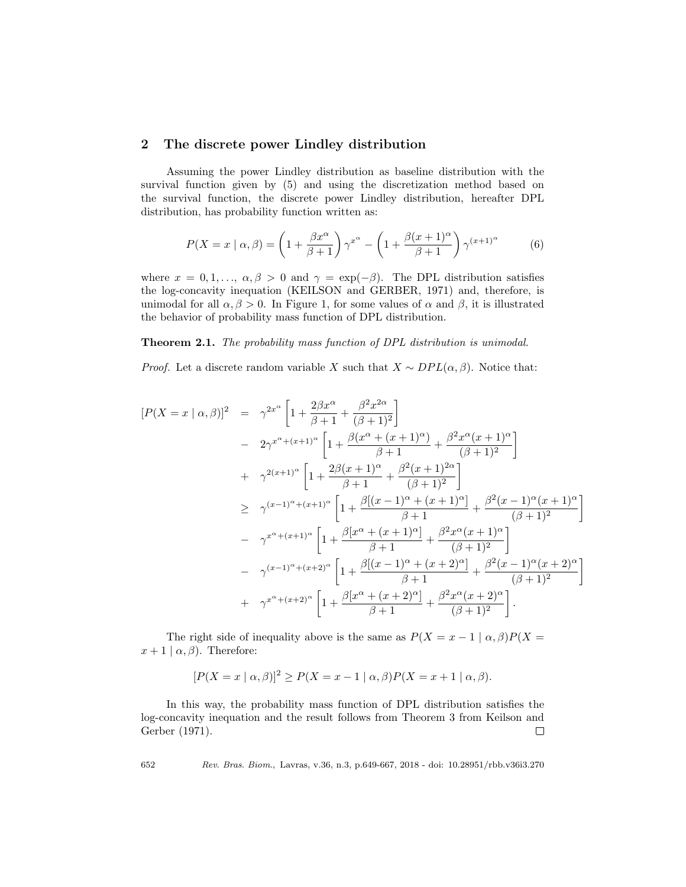## 2 The discrete power Lindley distribution

Assuming the power Lindley distribution as baseline distribution with the survival function given by (5) and using the discretization method based on the survival function, the discrete power Lindley distribution, hereafter DPL distribution, has probability function written as:

$$P(X = x \mid \alpha, \beta) = \left(1 + \frac{\beta x^{\alpha}}{\beta + 1}\right)\gamma^{x^{\alpha}} - \left(1 + \frac{\beta (x+1)^{\alpha}}{\beta + 1}\right)\gamma^{(x+1)^{\alpha}} \tag{6}$$

where $x = 0, 1, \ldots,$ $\alpha, \beta > 0$ and $\gamma = \exp(-\beta)$. The DPL distribution satisfies the log-concavity inequation (KEILSON and GERBER, 1971) and, therefore, is unimodal for all $\alpha, \beta > 0$. In Figure 1, for some values of $\alpha$ and $\beta$, it is illustrated the behavior of probability mass function of DPL distribution.

**Theorem 2.1.** *The probability mass function of DPL distribution is unimodal.*

*Proof.* Let a discrete random variable $X$ such that $X \sim DPL(\alpha, \beta)$. Notice that:

$$\begin{aligned}
[P(X = x \mid \alpha, \beta)]^2 &= \gamma^{2x^{\alpha}}\left[1 + \frac{2\beta x^{\alpha}}{\beta+1} + \frac{\beta^2 x^{2\alpha}}{(\beta+1)^2}\right] \\
&- 2\gamma^{x^{\alpha}+(x+1)^{\alpha}}\left[1 + \frac{\beta(x^{\alpha} + (x+1)^{\alpha})}{\beta+1} + \frac{\beta^2 x^{\alpha}(x+1)^{\alpha}}{(\beta+1)^2}\right] \\
&+ \gamma^{2(x+1)^{\alpha}}\left[1 + \frac{2\beta (x+1)^{\alpha}}{\beta+1} + \frac{\beta^2 (x+1)^{2\alpha}}{(\beta+1)^2}\right] \\
&\geq \gamma^{(x-1)^{\alpha}+(x+1)^{\alpha}}\left[1 + \frac{\beta[(x-1)^{\alpha} + (x+1)^{\alpha}]}{\beta+1} + \frac{\beta^2 (x-1)^{\alpha}(x+1)^{\alpha}}{(\beta+1)^2}\right] \\
&- \gamma^{x^{\alpha}+(x+1)^{\alpha}}\left[1 + \frac{\beta[x^{\alpha} + (x+1)^{\alpha}]}{\beta+1} + \frac{\beta^2 x^{\alpha}(x+1)^{\alpha}}{(\beta+1)^2}\right] \\
&- \gamma^{(x-1)^{\alpha}+(x+2)^{\alpha}}\left[1 + \frac{\beta[(x-1)^{\alpha} + (x+2)^{\alpha}]}{\beta+1} + \frac{\beta^2 (x-1)^{\alpha}(x+2)^{\alpha}}{(\beta+1)^2}\right] \\
&+ \gamma^{x^{\alpha}+(x+2)^{\alpha}}\left[1 + \frac{\beta[x^{\alpha} + (x+2)^{\alpha}]}{\beta+1} + \frac{\beta^2 x^{\alpha}(x+2)^{\alpha}}{(\beta+1)^2}\right].
\end{aligned}$$

The right side of inequality above is the same as $P(X = x-1 \mid \alpha, \beta)P(X = x+1 \mid \alpha, \beta)$. Therefore:

$$[P(X = x \mid \alpha, \beta)]^2 \geq P(X = x-1 \mid \alpha, \beta)P(X = x+1 \mid \alpha, \beta).$$

In this way, the probability mass function of DPL distribution satisfies the log-concavity inequation and the result follows from Theorem 3 from Keilson and Gerber (1971). ∎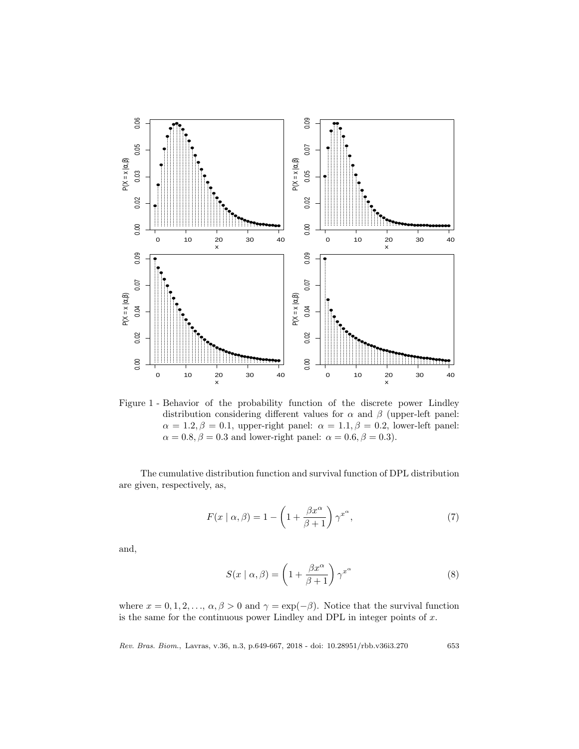Figure 1 - Behavior of the probability function of the discrete power Lindley distribution considering different values for $\alpha$ and $\beta$ (upper-left panel: $\alpha = 1.2, \beta = 0.1$, upper-right panel: $\alpha = 1.1, \beta = 0.2$, lower-left panel: $\alpha = 0.8, \beta = 0.3$ and lower-right panel: $\alpha = 0.6, \beta = 0.3$).

The cumulative distribution function and survival function of DPL distribution are given, respectively, as,

$$F(x \mid \alpha, \beta) = 1 - \left(1 + \frac{\beta x^{\alpha}}{\beta + 1}\right) \gamma^{x^{\alpha}}, \tag{7}$$

and,

$$S(x \mid \alpha, \beta) = \left(1 + \frac{\beta x^{\alpha}}{\beta + 1}\right) \gamma^{x^{\alpha}} \tag{8}$$

where $x = 0, 1, 2, \ldots$, $\alpha, \beta > 0$ and $\gamma = \exp(-\beta)$. Notice that the survival function is the same for the continuous power Lindley and DPL in integer points of $x$.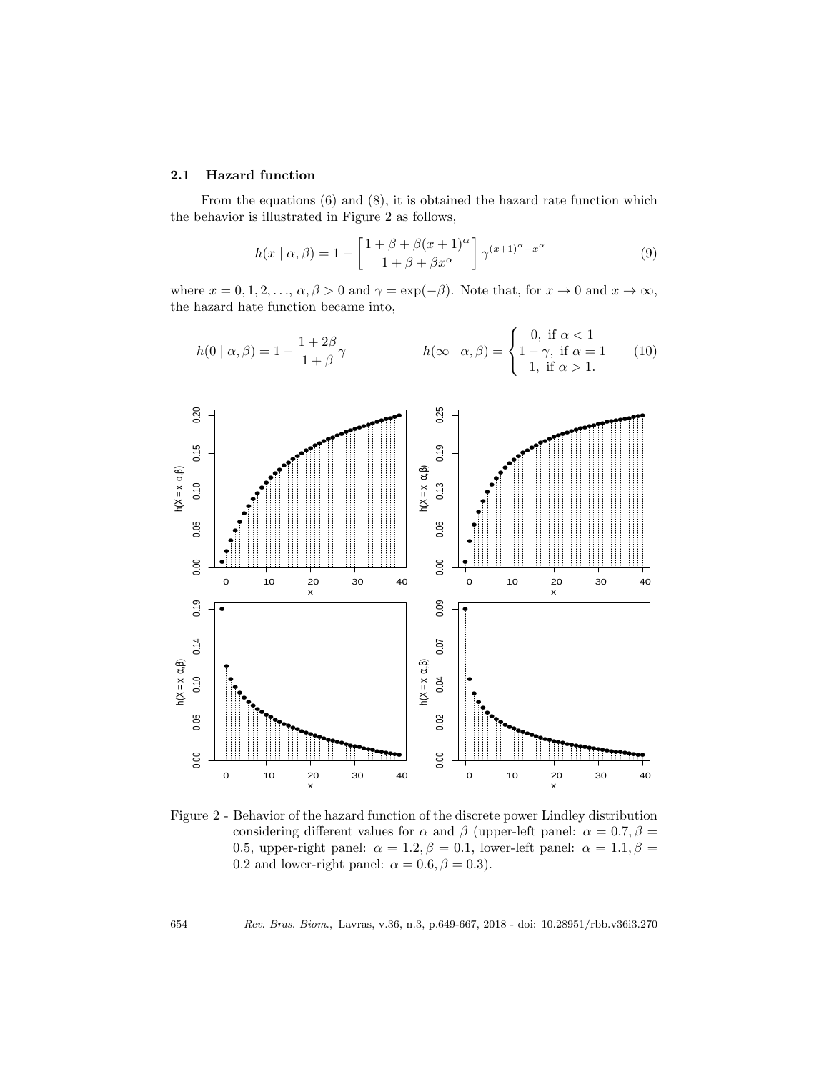### 2.1 Hazard function

From the equations (6) and (8), it is obtained the hazard rate function which the behavior is illustrated in Figure 2 as follows,

$$h(x \mid \alpha, \beta) = 1 - \left[ \frac{1 + \beta + \beta (x+1)^{\alpha}}{1 + \beta + \beta x^{\alpha}} \right] \gamma^{(x+1)^{\alpha} - x^{\alpha}} \tag{9}$$

where $x = 0, 1, 2, \ldots$, $\alpha, \beta > 0$ and $\gamma = \exp(-\beta)$. Note that, for $x \to 0$ and $x \to \infty$, the hazard hate function became into,

$$h(0 \mid \alpha, \beta) = 1 - \frac{1 + 2\beta}{1 + \beta}\gamma \qquad\qquad h(\infty \mid \alpha, \beta) = \begin{cases} 0, \text{ if } \alpha < 1 \\ 1 - \gamma, \text{ if } \alpha = 1 \\ 1, \text{ if } \alpha > 1. \end{cases} \tag{10}$$

Figure 2 - Behavior of the hazard function of the discrete power Lindley distribution considering different values for $\alpha$ and $\beta$ (upper-left panel: $\alpha = 0.7, \beta = 0.5$, upper-right panel: $\alpha = 1.2, \beta = 0.1$, lower-left panel: $\alpha = 1.1, \beta = 0.2$ and lower-right panel: $\alpha = 0.6, \beta = 0.3$).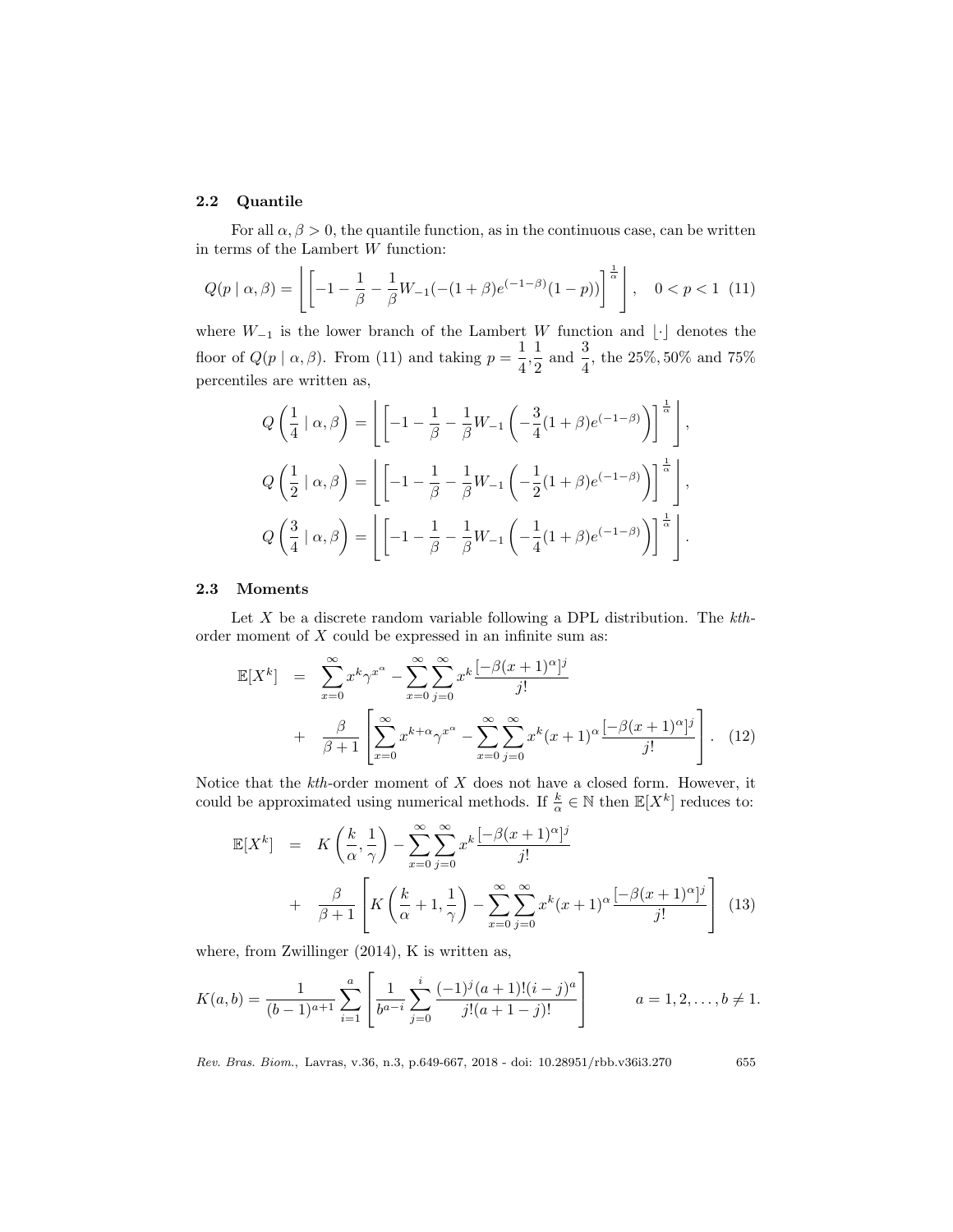## 2.2 Quantile

For all $\alpha, \beta > 0$, the quantile function, as in the continuous case, can be written in terms of the Lambert $W$ function:

$$Q(p \mid \alpha, \beta) = \left\lfloor \left[ -1 - \frac{1}{\beta} - \frac{1}{\beta} W_{-1}(-(1+\beta)e^{(-1-\beta)}(1-p)) \right]^{\frac{1}{\alpha}} \right\rfloor, \quad 0 < p < 1 \quad (11)$$

where $W_{-1}$ is the lower branch of the Lambert $W$ function and $\lfloor \cdot \rfloor$ denotes the floor of $Q(p \mid \alpha, \beta)$. From (11) and taking $p = \frac{1}{4}, \frac{1}{2}$ and $\frac{3}{4}$, the 25%, 50% and 75% percentiles are written as,

$$Q\left(\frac{1}{4} \mid \alpha, \beta\right) = \left\lfloor \left[ -1 - \frac{1}{\beta} - \frac{1}{\beta} W_{-1}\left(-\frac{3}{4}(1+\beta)e^{(-1-\beta)}\right) \right]^{\frac{1}{\alpha}} \right\rfloor,$$

$$Q\left(\frac{1}{2} \mid \alpha, \beta\right) = \left\lfloor \left[ -1 - \frac{1}{\beta} - \frac{1}{\beta} W_{-1}\left(-\frac{1}{2}(1+\beta)e^{(-1-\beta)}\right) \right]^{\frac{1}{\alpha}} \right\rfloor,$$

$$Q\left(\frac{3}{4} \mid \alpha, \beta\right) = \left\lfloor \left[ -1 - \frac{1}{\beta} - \frac{1}{\beta} W_{-1}\left(-\frac{1}{4}(1+\beta)e^{(-1-\beta)}\right) \right]^{\frac{1}{\alpha}} \right\rfloor.$$

## 2.3 Moments

Let $X$ be a discrete random variable following a DPL distribution. The *kth*-order moment of $X$ could be expressed in an infinite sum as:

$$\begin{aligned}
\mathbb{E}[X^k] &= \sum_{x=0}^{\infty} x^k \gamma^{x^\alpha} - \sum_{x=0}^{\infty} \sum_{j=0}^{\infty} x^k \frac{[-\beta(x+1)^\alpha]^j}{j!} \\
&+ \frac{\beta}{\beta+1} \left[ \sum_{x=0}^{\infty} x^{k+\alpha} \gamma^{x^\alpha} - \sum_{x=0}^{\infty} \sum_{j=0}^{\infty} x^k (x+1)^\alpha \frac{[-\beta(x+1)^\alpha]^j}{j!} \right]. \quad (12)
\end{aligned}$$

Notice that the *kth*-order moment of $X$ does not have a closed form. However, it could be approximated using numerical methods. If $\frac{k}{\alpha} \in \mathbb{N}$ then $\mathbb{E}[X^k]$ reduces to:

$$\begin{aligned}
\mathbb{E}[X^k] &= K\left(\frac{k}{\alpha}, \frac{1}{\gamma}\right) - \sum_{x=0}^{\infty} \sum_{j=0}^{\infty} x^k \frac{[-\beta(x+1)^\alpha]^j}{j!} \\
&+ \frac{\beta}{\beta+1} \left[ K\left(\frac{k}{\alpha}+1, \frac{1}{\gamma}\right) - \sum_{x=0}^{\infty} \sum_{j=0}^{\infty} x^k (x+1)^\alpha \frac{[-\beta(x+1)^\alpha]^j}{j!} \right] \quad (13)
\end{aligned}$$

where, from Zwillinger (2014), K is written as,

$$K(a,b) = \frac{1}{(b-1)^{a+1}} \sum_{i=1}^{a} \left[ \frac{1}{b^{a-i}} \sum_{j=0}^{i} \frac{(-1)^j (a+1)! (i-j)^a}{j!(a+1-j)!} \right] \qquad a = 1, 2, \ldots, b \neq 1.$$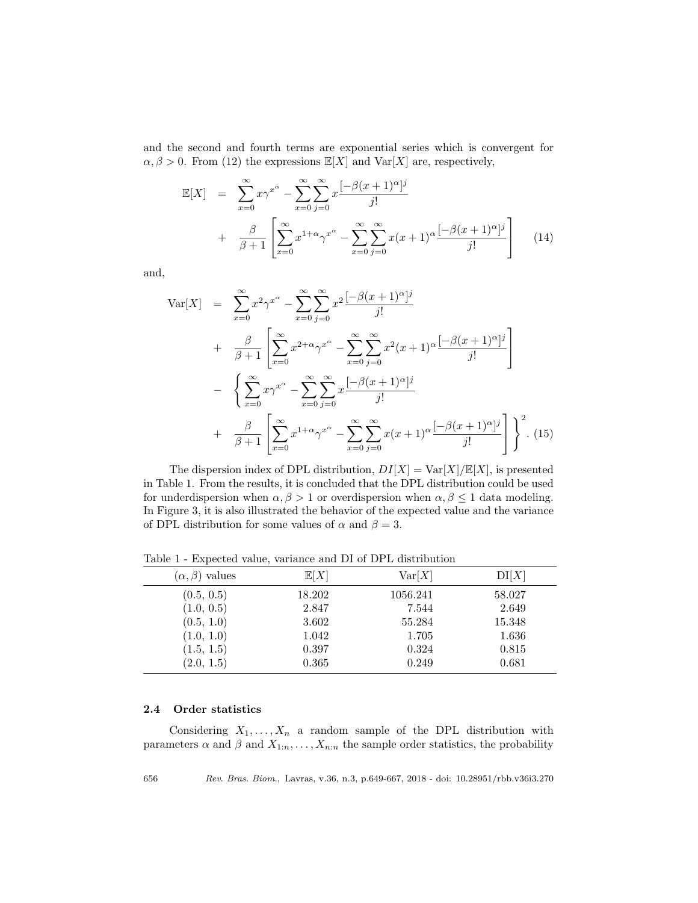and the second and fourth terms are exponential series which is convergent for $\alpha, \beta > 0$. From (12) the expressions $\mathbb{E}[X]$ and $\text{Var}[X]$ are, respectively,

$$
\begin{aligned}
\mathbb{E}[X] &= \sum_{x=0}^{\infty} x\gamma^{x^{\alpha}} - \sum_{x=0}^{\infty}\sum_{j=0}^{\infty} x\frac{[-\beta(x+1)^{\alpha}]^j}{j!} \\
&+ \frac{\beta}{\beta+1}\left[\sum_{x=0}^{\infty} x^{1+\alpha}\gamma^{x^{\alpha}} - \sum_{x=0}^{\infty}\sum_{j=0}^{\infty} x(x+1)^{\alpha}\frac{[-\beta(x+1)^{\alpha}]^j}{j!}\right] \qquad (14)
\end{aligned}
$$

and,

$$
\begin{aligned}
\text{Var}[X] &= \sum_{x=0}^{\infty} x^2\gamma^{x^{\alpha}} - \sum_{x=0}^{\infty}\sum_{j=0}^{\infty} x^2\frac{[-\beta(x+1)^{\alpha}]^j}{j!} \\
&+ \frac{\beta}{\beta+1}\left[\sum_{x=0}^{\infty} x^{2+\alpha}\gamma^{x^{\alpha}} - \sum_{x=0}^{\infty}\sum_{j=0}^{\infty} x^2(x+1)^{\alpha}\frac{[-\beta(x+1)^{\alpha}]^j}{j!}\right] \\
&- \left\{\sum_{x=0}^{\infty} x\gamma^{x^{\alpha}} - \sum_{x=0}^{\infty}\sum_{j=0}^{\infty} x\frac{[-\beta(x+1)^{\alpha}]^j}{j!}\right. \\
&+ \left.\frac{\beta}{\beta+1}\left[\sum_{x=0}^{\infty} x^{1+\alpha}\gamma^{x^{\alpha}} - \sum_{x=0}^{\infty}\sum_{j=0}^{\infty} x(x+1)^{\alpha}\frac{[-\beta(x+1)^{\alpha}]^j}{j!}\right]\right\}^2. \qquad (15)
\end{aligned}
$$

The dispersion index of DPL distribution, $DI[X] = \text{Var}[X]/\mathbb{E}[X]$, is presented in Table 1. From the results, it is concluded that the DPL distribution could be used for underdispersion when $\alpha, \beta > 1$ or overdispersion when $\alpha, \beta \leq 1$ data modeling. In Figure 3, it is also illustrated the behavior of the expected value and the variance of DPL distribution for some values of $\alpha$ and $\beta = 3$.

Table 1 - Expected value, variance and DI of DPL distribution

| $(\alpha, \beta)$ values | $\mathbb{E}[X]$ | $\text{Var}[X]$ | $\text{DI}[X]$ |
|---|---|---|---|
| (0.5, 0.5) | 18.202 | 1056.241 | 58.027 |
| (1.0, 0.5) | 2.847 | 7.544 | 2.649 |
| (0.5, 1.0) | 3.602 | 55.284 | 15.348 |
| (1.0, 1.0) | 1.042 | 1.705 | 1.636 |
| (1.5, 1.5) | 0.397 | 0.324 | 0.815 |
| (2.0, 1.5) | 0.365 | 0.249 | 0.681 |

### 2.4 Order statistics

Considering $X_1, \ldots, X_n$ a random sample of the DPL distribution with parameters $\alpha$ and $\beta$ and $X_{1:n}, \ldots, X_{n:n}$ the sample order statistics, the probability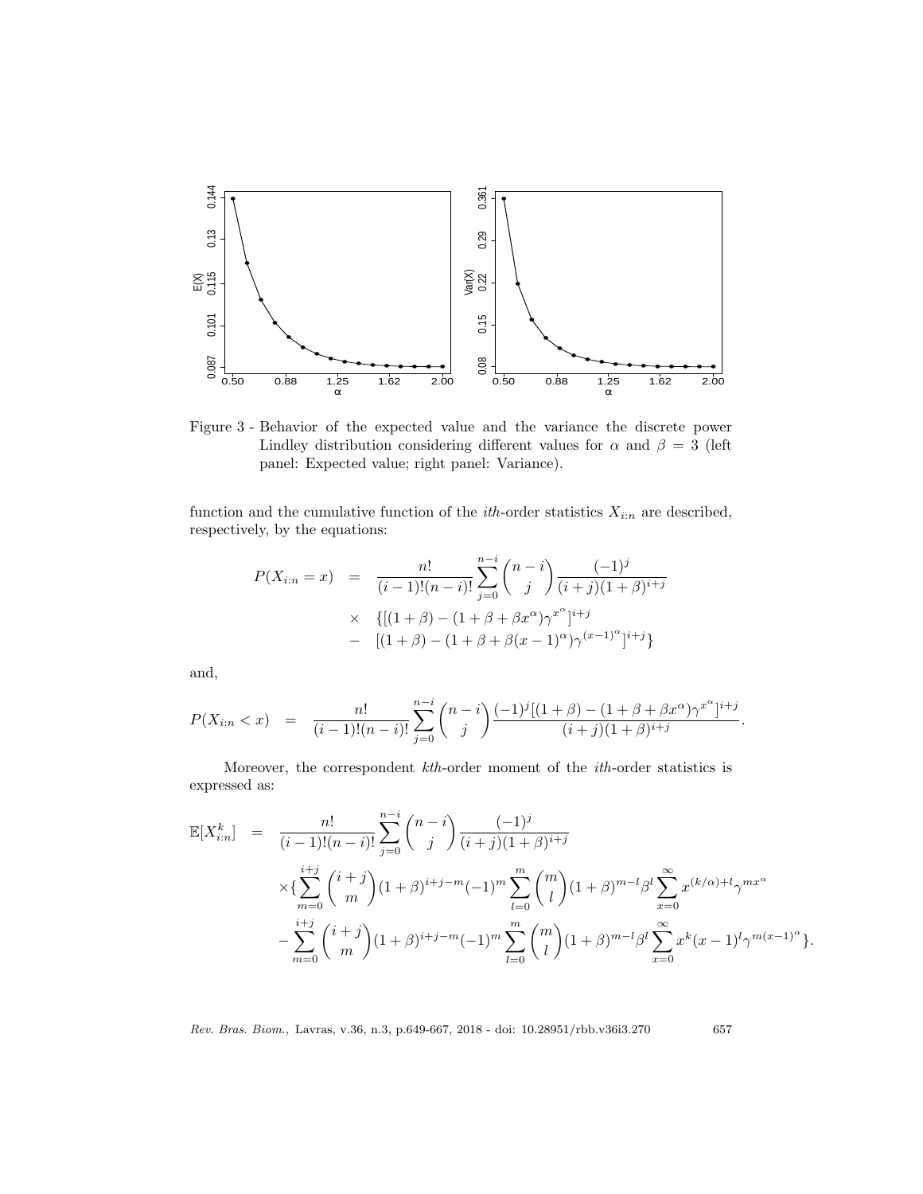Figure 3 - Behavior of the expected value and the variance the discrete power Lindley distribution considering different values for $\alpha$ and $\beta = 3$ (left panel: Expected value; right panel: Variance).

function and the cumulative function of the *ith*-order statistics $X_{i:n}$ are described, respectively, by the equations:

$$
\begin{aligned}
P(X_{i:n} = x) &= \frac{n!}{(i-1)!(n-i)!} \sum_{j=0}^{n-i} \binom{n-i}{j} \frac{(-1)^j}{(i+j)(1+\beta)^{i+j}} \\
&\times \; \{[(1+\beta) - (1+\beta+\beta x^{\alpha})\gamma^{x^{\alpha}}]^{i+j} \\
&- \; [(1+\beta) - (1+\beta+\beta(x-1)^{\alpha})\gamma^{(x-1)^{\alpha}}]^{i+j}\}
\end{aligned}
$$

and,

$$
P(X_{i:n} < x) = \frac{n!}{(i-1)!(n-i)!} \sum_{j=0}^{n-i} \binom{n-i}{j} \frac{(-1)^j[(1+\beta) - (1+\beta+\beta x^{\alpha})\gamma^{x^{\alpha}}]^{i+j}}{(i+j)(1+\beta)^{i+j}}.
$$

Moreover, the correspondent *kth*-order moment of the *ith*-order statistics is expressed as:

$$
\begin{aligned}
\mathbb{E}[X_{i:n}^k] &= \frac{n!}{(i-1)!(n-i)!} \sum_{j=0}^{n-i} \binom{n-i}{j} \frac{(-1)^j}{(i+j)(1+\beta)^{i+j}} \\
&\times \{ \sum_{m=0}^{i+j} \binom{i+j}{m} (1+\beta)^{i+j-m} (-1)^m \sum_{l=0}^{m} \binom{m}{l} (1+\beta)^{m-l} \beta^l \sum_{x=0}^{\infty} x^{(k/\alpha)+l} \gamma^{m x^{\alpha}} \\
&- \sum_{m=0}^{i+j} \binom{i+j}{m} (1+\beta)^{i+j-m} (-1)^m \sum_{l=0}^{m} \binom{m}{l} (1+\beta)^{m-l} \beta^l \sum_{x=0}^{\infty} x^k (x-1)^l \gamma^{m(x-1)^{\alpha}} \}.
\end{aligned}
$$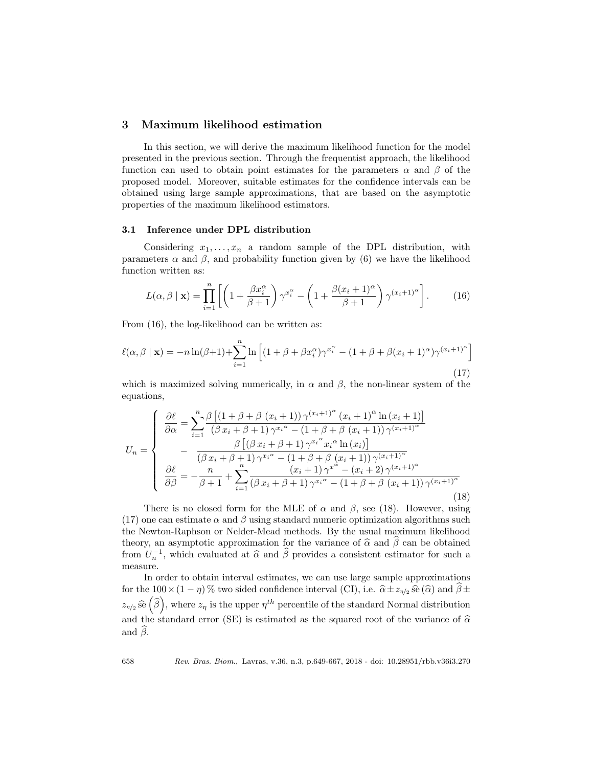## 3 Maximum likelihood estimation

In this section, we will derive the maximum likelihood function for the model presented in the previous section. Through the frequentist approach, the likelihood function can used to obtain point estimates for the parameters $\alpha$ and $\beta$ of the proposed model. Moreover, suitable estimates for the confidence intervals can be obtained using large sample approximations, that are based on the asymptotic properties of the maximum likelihood estimators.

### 3.1 Inference under DPL distribution

Considering $x_1, \ldots, x_n$ a random sample of the DPL distribution, with parameters $\alpha$ and $\beta$, and probability function given by (6) we have the likelihood function written as:

$$L(\alpha, \beta \mid \mathbf{x}) = \prod_{i=1}^{n} \left[ \left(1 + \frac{\beta x_i^{\alpha}}{\beta+1}\right) \gamma^{x_i^{\alpha}} - \left(1 + \frac{\beta (x_i+1)^{\alpha}}{\beta+1}\right) \gamma^{(x_i+1)^{\alpha}} \right]. \tag{16}$$

From (16), the log-likelihood can be written as:

$$\ell(\alpha, \beta \mid \mathbf{x}) = -n \ln(\beta+1) + \sum_{i=1}^{n} \ln \left[ (1 + \beta + \beta x_i^{\alpha}) \gamma^{x_i^{\alpha}} - (1 + \beta + \beta (x_i+1)^{\alpha}) \gamma^{(x_i+1)^{\alpha}} \right] \tag{17}$$

which is maximized solving numerically, in $\alpha$ and $\beta$, the non-linear system of the equations,

$$U_n = \begin{cases} \dfrac{\partial \ell}{\partial \alpha} = \displaystyle\sum_{i=1}^{n} \dfrac{\beta \left[ \left(1 + \beta + \beta\,(x_i+1)\right) \gamma^{(x_i+1)^{\alpha}} (x_i+1)^{\alpha} \ln(x_i+1) \right]}{(\beta\, x_i + \beta + 1)\, \gamma^{x_i{}^{\alpha}} - (1 + \beta + \beta\,(x_i+1))\, \gamma^{(x_i+1)^{\alpha}}} \\ \qquad - \quad \dfrac{\beta \left[ (\beta\, x_i + \beta + 1)\, \gamma^{x_i{}^{\alpha}} x_i{}^{\alpha} \ln(x_i) \right]}{(\beta\, x_i + \beta + 1)\, \gamma^{x_i{}^{\alpha}} - (1 + \beta + \beta\,(x_i+1))\, \gamma^{(x_i+1)^{\alpha}}} \\ \dfrac{\partial \ell}{\partial \beta} = -\dfrac{n}{\beta+1} + \displaystyle\sum_{i=1}^{n} \dfrac{(x_i+1)\, \gamma^{x^{\alpha}} - (x_i+2)\, \gamma^{(x_i+1)^{\alpha}}}{(\beta\, x_i + \beta + 1)\, \gamma^{x_i{}^{\alpha}} - (1 + \beta + \beta\,(x_i+1))\, \gamma^{(x_i+1)^{\alpha}}} \end{cases} \tag{18}$$

There is no closed form for the MLE of $\alpha$ and $\beta$, see (18). However, using (17) one can estimate $\alpha$ and $\beta$ using standard numeric optimization algorithms such the Newton-Raphson or Nelder-Mead methods. By the usual maximum likelihood theory, an asymptotic approximation for the variance of $\widehat{\alpha}$ and $\widehat{\beta}$ can be obtained from $U_n^{-1}$, which evaluated at $\widehat{\alpha}$ and $\widehat{\beta}$ provides a consistent estimator for such a measure.

In order to obtain interval estimates, we can use large sample approximations for the $100 \times (1-\eta)\,\%$ two sided confidence interval (CI), i.e. $\widehat{\alpha} \pm z_{\eta/2}\, \widehat{\text{se}}\,(\widehat{\alpha})$ and $\widehat{\beta} \pm z_{\eta/2}\, \widehat{\text{se}}\left(\widehat{\beta}\right)$, where $z_\eta$ is the upper $\eta^{th}$ percentile of the standard Normal distribution and the standard error (SE) is estimated as the squared root of the variance of $\widehat{\alpha}$ and $\widehat{\beta}$.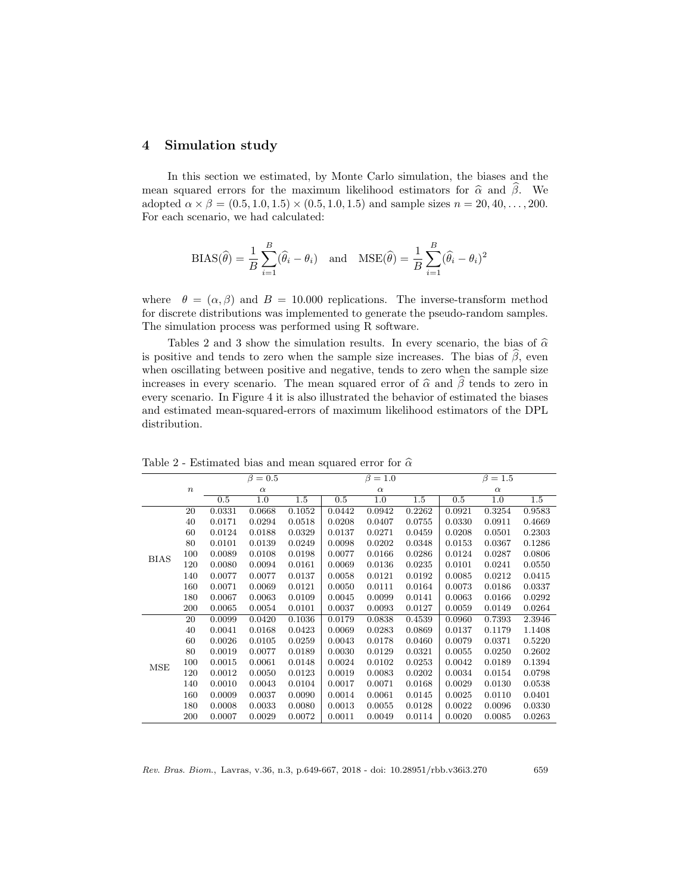## 4 Simulation study

In this section we estimated, by Monte Carlo simulation, the biases and the mean squared errors for the maximum likelihood estimators for $\widehat{\alpha}$ and $\widehat{\beta}$. We adopted $\alpha \times \beta = (0.5, 1.0, 1.5) \times (0.5, 1.0, 1.5)$ and sample sizes $n = 20, 40, \ldots, 200$. For each scenario, we had calculated:

$$\text{BIAS}(\widehat{\theta}) = \frac{1}{B}\sum_{i=1}^{B}(\widehat{\theta}_i - \theta_i) \quad \text{and} \quad \text{MSE}(\widehat{\theta}) = \frac{1}{B}\sum_{i=1}^{B}(\widehat{\theta}_i - \theta_i)^2$$

where $\theta = (\alpha, \beta)$ and $B = 10.000$ replications. The inverse-transform method for discrete distributions was implemented to generate the pseudo-random samples. The simulation process was performed using R software.

Tables 2 and 3 show the simulation results. In every scenario, the bias of $\widehat{\alpha}$ is positive and tends to zero when the sample size increases. The bias of $\widehat{\beta}$, even when oscillating between positive and negative, tends to zero when the sample size increases in every scenario. The mean squared error of $\widehat{\alpha}$ and $\widehat{\beta}$ tends to zero in every scenario. In Figure 4 it is also illustrated the behavior of estimated the biases and estimated mean-squared-errors of maximum likelihood estimators of the DPL distribution.

Table 2 - Estimated bias and mean squared error for $\widehat{\alpha}$

| | | $\beta = 0.5$ | | | $\beta = 1.0$ | | | $\beta = 1.5$ | | |
|---|---|---|---|---|---|---|---|---|---|---|
| | $n$ | $\alpha$ | | | $\alpha$ | | | $\alpha$ | | |
| | | 0.5 | 1.0 | 1.5 | 0.5 | 1.0 | 1.5 | 0.5 | 1.0 | 1.5 |
| BIAS | 20 | 0.0331 | 0.0668 | 0.1052 | 0.0442 | 0.0942 | 0.2262 | 0.0921 | 0.3254 | 0.9583 |
| | 40 | 0.0171 | 0.0294 | 0.0518 | 0.0208 | 0.0407 | 0.0755 | 0.0330 | 0.0911 | 0.4669 |
| | 60 | 0.0124 | 0.0188 | 0.0329 | 0.0137 | 0.0271 | 0.0459 | 0.0208 | 0.0501 | 0.2303 |
| | 80 | 0.0101 | 0.0139 | 0.0249 | 0.0098 | 0.0202 | 0.0348 | 0.0153 | 0.0367 | 0.1286 |
| | 100 | 0.0089 | 0.0108 | 0.0198 | 0.0077 | 0.0166 | 0.0286 | 0.0124 | 0.0287 | 0.0806 |
| | 120 | 0.0080 | 0.0094 | 0.0161 | 0.0069 | 0.0136 | 0.0235 | 0.0101 | 0.0241 | 0.0550 |
| | 140 | 0.0077 | 0.0077 | 0.0137 | 0.0058 | 0.0121 | 0.0192 | 0.0085 | 0.0212 | 0.0415 |
| | 160 | 0.0071 | 0.0069 | 0.0121 | 0.0050 | 0.0111 | 0.0164 | 0.0073 | 0.0186 | 0.0337 |
| | 180 | 0.0067 | 0.0063 | 0.0109 | 0.0045 | 0.0099 | 0.0141 | 0.0063 | 0.0166 | 0.0292 |
| | 200 | 0.0065 | 0.0054 | 0.0101 | 0.0037 | 0.0093 | 0.0127 | 0.0059 | 0.0149 | 0.0264 |
| MSE | 20 | 0.0099 | 0.0420 | 0.1036 | 0.0179 | 0.0838 | 0.4539 | 0.0960 | 0.7393 | 2.3946 |
| | 40 | 0.0041 | 0.0168 | 0.0423 | 0.0069 | 0.0283 | 0.0869 | 0.0137 | 0.1179 | 1.1408 |
| | 60 | 0.0026 | 0.0105 | 0.0259 | 0.0043 | 0.0178 | 0.0460 | 0.0079 | 0.0371 | 0.5220 |
| | 80 | 0.0019 | 0.0077 | 0.0189 | 0.0030 | 0.0129 | 0.0321 | 0.0055 | 0.0250 | 0.2602 |
| | 100 | 0.0015 | 0.0061 | 0.0148 | 0.0024 | 0.0102 | 0.0253 | 0.0042 | 0.0189 | 0.1394 |
| | 120 | 0.0012 | 0.0050 | 0.0123 | 0.0019 | 0.0083 | 0.0202 | 0.0034 | 0.0154 | 0.0798 |
| | 140 | 0.0010 | 0.0043 | 0.0104 | 0.0017 | 0.0071 | 0.0168 | 0.0029 | 0.0130 | 0.0538 |
| | 160 | 0.0009 | 0.0037 | 0.0090 | 0.0014 | 0.0061 | 0.0145 | 0.0025 | 0.0110 | 0.0401 |
| | 180 | 0.0008 | 0.0033 | 0.0080 | 0.0013 | 0.0055 | 0.0128 | 0.0022 | 0.0096 | 0.0330 |
| | 200 | 0.0007 | 0.0029 | 0.0072 | 0.0011 | 0.0049 | 0.0114 | 0.0020 | 0.0085 | 0.0263 |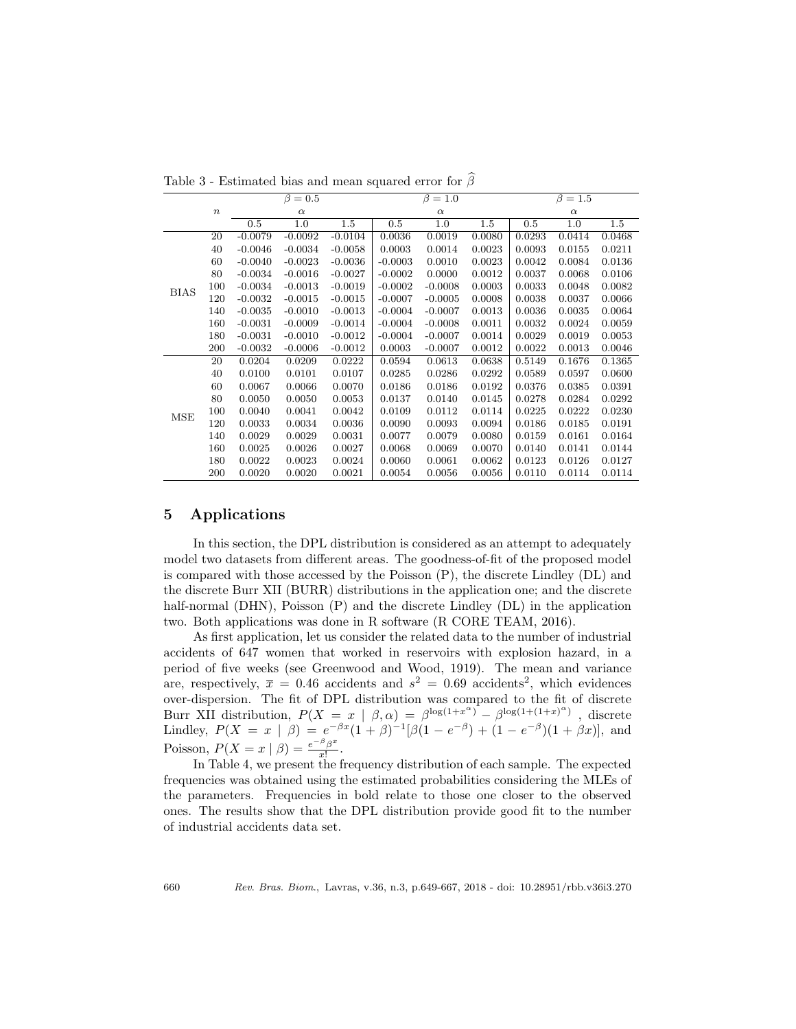Table 3 - Estimated bias and mean squared error for $\widehat{\beta}$

| | $n$ | $\beta = 0.5$ | | | $\beta = 1.0$ | | | $\beta = 1.5$ | | |
|---|---|---|---|---|---|---|---|---|---|---|
| | | $\alpha$ | | | $\alpha$ | | | $\alpha$ | | |
| | | 0.5 | 1.0 | 1.5 | 0.5 | 1.0 | 1.5 | 0.5 | 1.0 | 1.5 |
| BIAS | 20 | -0.0079 | -0.0092 | -0.0104 | 0.0036 | 0.0019 | 0.0080 | 0.0293 | 0.0414 | 0.0468 |
| | 40 | -0.0046 | -0.0034 | -0.0058 | 0.0003 | 0.0014 | 0.0023 | 0.0093 | 0.0155 | 0.0211 |
| | 60 | -0.0040 | -0.0023 | -0.0036 | -0.0003 | 0.0010 | 0.0023 | 0.0042 | 0.0084 | 0.0136 |
| | 80 | -0.0034 | -0.0016 | -0.0027 | -0.0002 | 0.0000 | 0.0012 | 0.0037 | 0.0068 | 0.0106 |
| | 100 | -0.0034 | -0.0013 | -0.0019 | -0.0002 | -0.0008 | 0.0003 | 0.0033 | 0.0048 | 0.0082 |
| | 120 | -0.0032 | -0.0015 | -0.0015 | -0.0007 | -0.0005 | 0.0008 | 0.0038 | 0.0037 | 0.0066 |
| | 140 | -0.0035 | -0.0010 | -0.0013 | -0.0004 | -0.0007 | 0.0013 | 0.0036 | 0.0035 | 0.0064 |
| | 160 | -0.0031 | -0.0009 | -0.0014 | -0.0004 | -0.0008 | 0.0011 | 0.0032 | 0.0024 | 0.0059 |
| | 180 | -0.0031 | -0.0010 | -0.0012 | -0.0004 | -0.0007 | 0.0014 | 0.0029 | 0.0019 | 0.0053 |
| | 200 | -0.0032 | -0.0006 | -0.0012 | 0.0003 | -0.0007 | 0.0012 | 0.0022 | 0.0013 | 0.0046 |
| MSE | 20 | 0.0204 | 0.0209 | 0.0222 | 0.0594 | 0.0613 | 0.0638 | 0.5149 | 0.1676 | 0.1365 |
| | 40 | 0.0100 | 0.0101 | 0.0107 | 0.0285 | 0.0286 | 0.0292 | 0.0589 | 0.0597 | 0.0600 |
| | 60 | 0.0067 | 0.0066 | 0.0070 | 0.0186 | 0.0186 | 0.0192 | 0.0376 | 0.0385 | 0.0391 |
| | 80 | 0.0050 | 0.0050 | 0.0053 | 0.0137 | 0.0140 | 0.0145 | 0.0278 | 0.0284 | 0.0292 |
| | 100 | 0.0040 | 0.0041 | 0.0042 | 0.0109 | 0.0112 | 0.0114 | 0.0225 | 0.0222 | 0.0230 |
| | 120 | 0.0033 | 0.0034 | 0.0036 | 0.0090 | 0.0093 | 0.0094 | 0.0186 | 0.0185 | 0.0191 |
| | 140 | 0.0029 | 0.0029 | 0.0031 | 0.0077 | 0.0079 | 0.0080 | 0.0159 | 0.0161 | 0.0164 |
| | 160 | 0.0025 | 0.0026 | 0.0027 | 0.0068 | 0.0069 | 0.0070 | 0.0140 | 0.0141 | 0.0144 |
| | 180 | 0.0022 | 0.0023 | 0.0024 | 0.0060 | 0.0061 | 0.0062 | 0.0123 | 0.0126 | 0.0127 |
| | 200 | 0.0020 | 0.0020 | 0.0021 | 0.0054 | 0.0056 | 0.0056 | 0.0110 | 0.0114 | 0.0114 |

## 5 Applications

In this section, the DPL distribution is considered as an attempt to adequately model two datasets from different areas. The goodness-of-fit of the proposed model is compared with those accessed by the Poisson (P), the discrete Lindley (DL) and the discrete Burr XII (BURR) distributions in the application one; and the discrete half-normal (DHN), Poisson (P) and the discrete Lindley (DL) in the application two. Both applications was done in R software (R CORE TEAM, 2016).

As first application, let us consider the related data to the number of industrial accidents of 647 women that worked in reservoirs with explosion hazard, in a period of five weeks (see Greenwood and Wood, 1919). The mean and variance are, respectively, $\overline{x} = 0.46$ accidents and $s^2 = 0.69$ accidents$^2$, which evidences over-dispersion. The fit of DPL distribution was compared to the fit of discrete Burr XII distribution, $P(X = x \mid \beta, \alpha) = \beta^{\log(1+x^{\alpha})} - \beta^{\log(1+(1+x)^{\alpha})}$ , discrete Lindley, $P(X = x \mid \beta) = e^{-\beta x}(1+\beta)^{-1}[\beta(1-e^{-\beta}) + (1-e^{-\beta})(1+\beta x)]$, and Poisson, $P(X = x \mid \beta) = \frac{e^{-\beta}\beta^{x}}{x!}$.

In Table 4, we present the frequency distribution of each sample. The expected frequencies was obtained using the estimated probabilities considering the MLEs of the parameters. Frequencies in bold relate to those one closer to the observed ones. The results show that the DPL distribution provide good fit to the number of industrial accidents data set.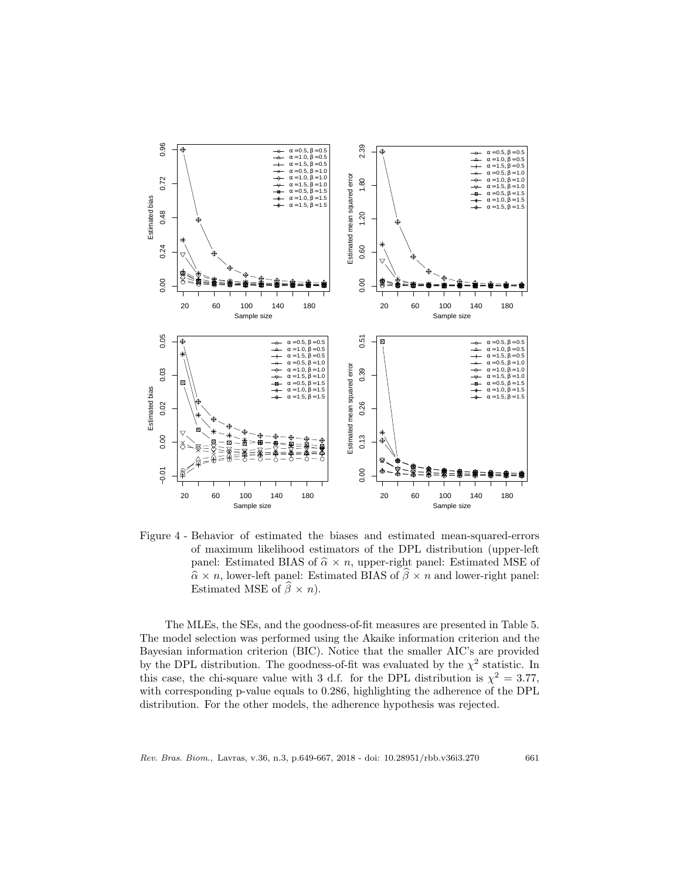Figure 4 - Behavior of estimated the biases and estimated mean-squared-errors of maximum likelihood estimators of the DPL distribution (upper-left panel: Estimated BIAS of $\widehat{\alpha} \times n$, upper-right panel: Estimated MSE of $\widehat{\alpha} \times n$, lower-left panel: Estimated BIAS of $\widehat{\beta} \times n$ and lower-right panel: Estimated MSE of $\widehat{\beta} \times n$).

The MLEs, the SEs, and the goodness-of-fit measures are presented in Table 5. The model selection was performed using the Akaike information criterion and the Bayesian information criterion (BIC). Notice that the smaller AIC's are provided by the DPL distribution. The goodness-of-fit was evaluated by the $\chi^2$ statistic. In this case, the chi-square value with 3 d.f. for the DPL distribution is $\chi^2 = 3.77$, with corresponding p-value equals to 0.286, highlighting the adherence of the DPL distribution. For the other models, the adherence hypothesis was rejected.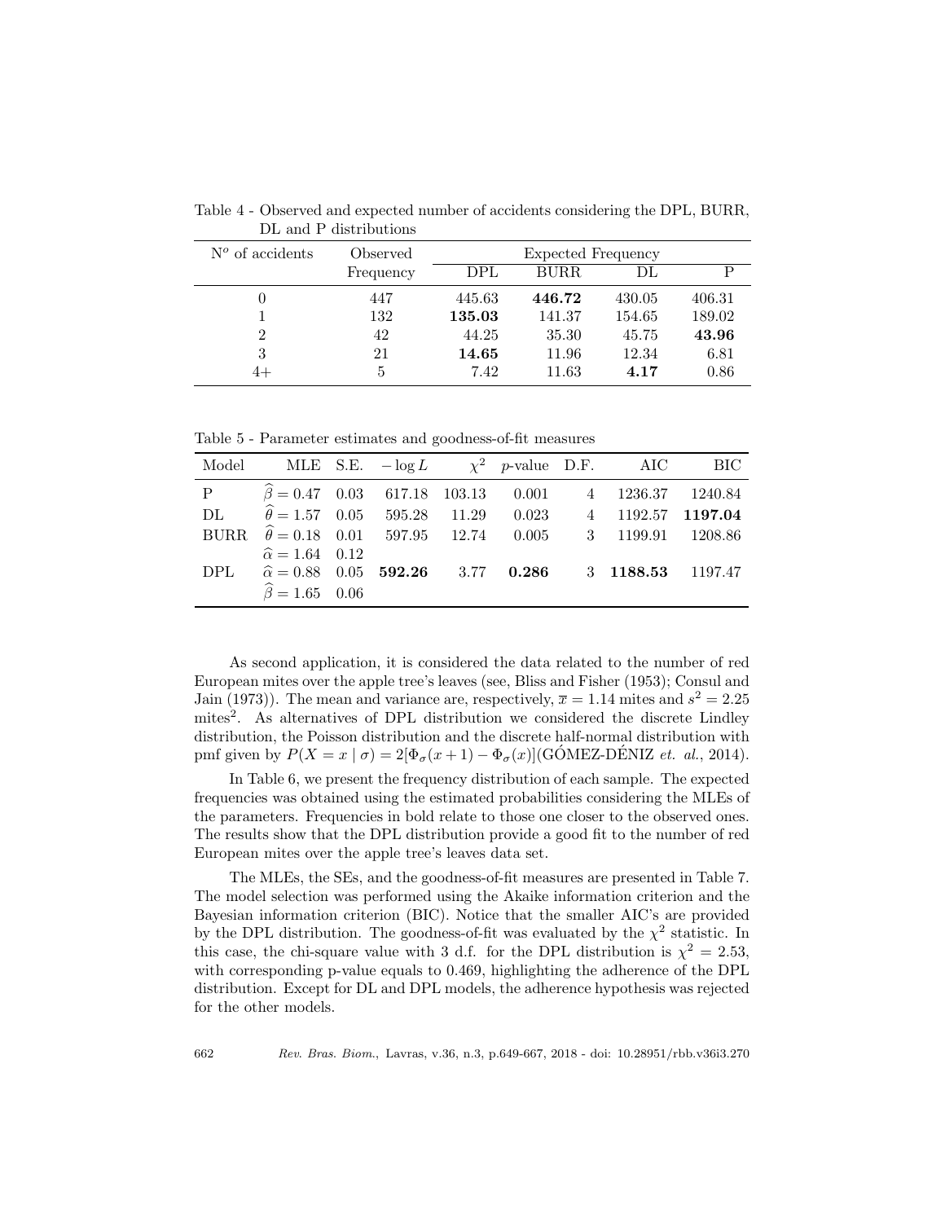Table 4 - Observed and expected number of accidents considering the DPL, BURR, DL and P distributions

| $N^o$ of accidents | Observed Frequency | Expected Frequency | | | |
|---|---|---|---|---|---|
| | | DPL | BURR | DL | P |
| 0 | 447 | 445.63 | **446.72** | 430.05 | 406.31 |
| 1 | 132 | **135.03** | 141.37 | 154.65 | 189.02 |
| 2 | 42 | 44.25 | 35.30 | 45.75 | **43.96** |
| 3 | 21 | **14.65** | 11.96 | 12.34 | 6.81 |
| 4+ | 5 | 7.42 | 11.63 | **4.17** | 0.86 |

Table 5 - Parameter estimates and goodness-of-fit measures

| Model | MLE | S.E. | $-\log L$ | $\chi^2$ | $p$-value | D.F. | AIC | BIC |
|---|---|---|---|---|---|---|---|---|
| P | $\widehat{\beta} = 0.47$ | 0.03 | 617.18 | 103.13 | 0.001 | 4 | 1236.37 | 1240.84 |
| DL | $\widehat{\theta} = 1.57$ | 0.05 | 595.28 | 11.29 | 0.023 | 4 | 1192.57 | **1197.04** |
| BURR | $\widehat{\theta} = 0.18$ | 0.01 | 597.95 | 12.74 | 0.005 | 3 | 1199.91 | 1208.86 |
| | $\widehat{\alpha} = 1.64$ | 0.12 | | | | | | |
| DPL | $\widehat{\alpha} = 0.88$ | 0.05 | **592.26** | 3.77 | **0.286** | 3 | **1188.53** | 1197.47 |
| | $\widehat{\beta} = 1.65$ | 0.06 | | | | | | |

As second application, it is considered the data related to the number of red European mites over the apple tree's leaves (see, Bliss and Fisher (1953); Consul and Jain (1973)). The mean and variance are, respectively, $\overline{x} = 1.14$ mites and $s^2 = 2.25$ mites$^2$. As alternatives of DPL distribution we considered the discrete Lindley distribution, the Poisson distribution and the discrete half-normal distribution with pmf given by $P(X = x \mid \sigma) = 2[\Phi_\sigma(x+1) - \Phi_\sigma(x)]$(GÓMEZ-DÉNIZ *et. al.*, 2014).

In Table 6, we present the frequency distribution of each sample. The expected frequencies was obtained using the estimated probabilities considering the MLEs of the parameters. Frequencies in bold relate to those one closer to the observed ones. The results show that the DPL distribution provide a good fit to the number of red European mites over the apple tree's leaves data set.

The MLEs, the SEs, and the goodness-of-fit measures are presented in Table 7. The model selection was performed using the Akaike information criterion and the Bayesian information criterion (BIC). Notice that the smaller AIC's are provided by the DPL distribution. The goodness-of-fit was evaluated by the $\chi^2$ statistic. In this case, the chi-square value with 3 d.f. for the DPL distribution is $\chi^2 = 2.53$, with corresponding p-value equals to 0.469, highlighting the adherence of the DPL distribution. Except for DL and DPL models, the adherence hypothesis was rejected for the other models.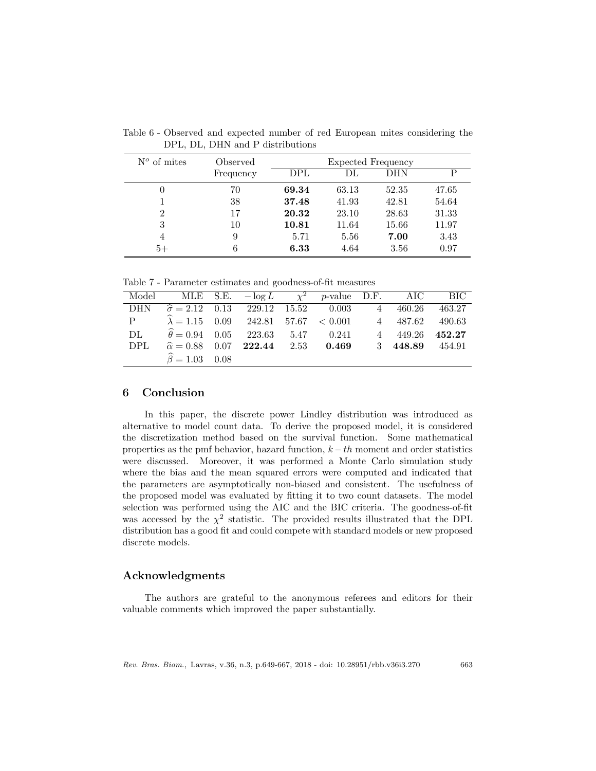Table 6 - Observed and expected number of red European mites considering the DPL, DL, DHN and P distributions

| $N^o$ of mites | Observed Frequency | Expected Frequency | | | |
|---|---|---|---|---|---|
| | | DPL | DL | DHN | P |
| 0 | 70 | **69.34** | 63.13 | 52.35 | 47.65 |
| 1 | 38 | **37.48** | 41.93 | 42.81 | 54.64 |
| 2 | 17 | **20.32** | 23.10 | 28.63 | 31.33 |
| 3 | 10 | **10.81** | 11.64 | 15.66 | 11.97 |
| 4 | 9 | 5.71 | 5.56 | **7.00** | 3.43 |
| 5+ | 6 | **6.33** | 4.64 | 3.56 | 0.97 |

Table 7 - Parameter estimates and goodness-of-fit measures

| Model | MLE | S.E. | $-\log L$ | $\chi^2$ | $p$-value | D.F. | AIC | BIC |
|---|---|---|---|---|---|---|---|---|
| DHN | $\widehat{\sigma} = 2.12$ | 0.13 | 229.12 | 15.52 | 0.003 | 4 | 460.26 | 463.27 |
| P | $\widehat{\lambda} = 1.15$ | 0.09 | 242.81 | 57.67 | $< 0.001$ | 4 | 487.62 | 490.63 |
| DL | $\widehat{\theta} = 0.94$ | 0.05 | 223.63 | 5.47 | 0.241 | 4 | 449.26 | **452.27** |
| DPL | $\widehat{\alpha} = 0.88$ | 0.07 | **222.44** | 2.53 | **0.469** | 3 | **448.89** | 454.91 |
| | $\widehat{\beta} = 1.03$ | 0.08 | | | | | | |

## 6 Conclusion

In this paper, the discrete power Lindley distribution was introduced as alternative to model count data. To derive the proposed model, it is considered the discretization method based on the survival function. Some mathematical properties as the pmf behavior, hazard function, $k-th$ moment and order statistics were discussed. Moreover, it was performed a Monte Carlo simulation study where the bias and the mean squared errors were computed and indicated that the parameters are asymptotically non-biased and consistent. The usefulness of the proposed model was evaluated by fitting it to two count datasets. The model selection was performed using the AIC and the BIC criteria. The goodness-of-fit was accessed by the $\chi^2$ statistic. The provided results illustrated that the DPL distribution has a good fit and could compete with standard models or new proposed discrete models.

## Acknowledgments

The authors are grateful to the anonymous referees and editors for their valuable comments which improved the paper substantially.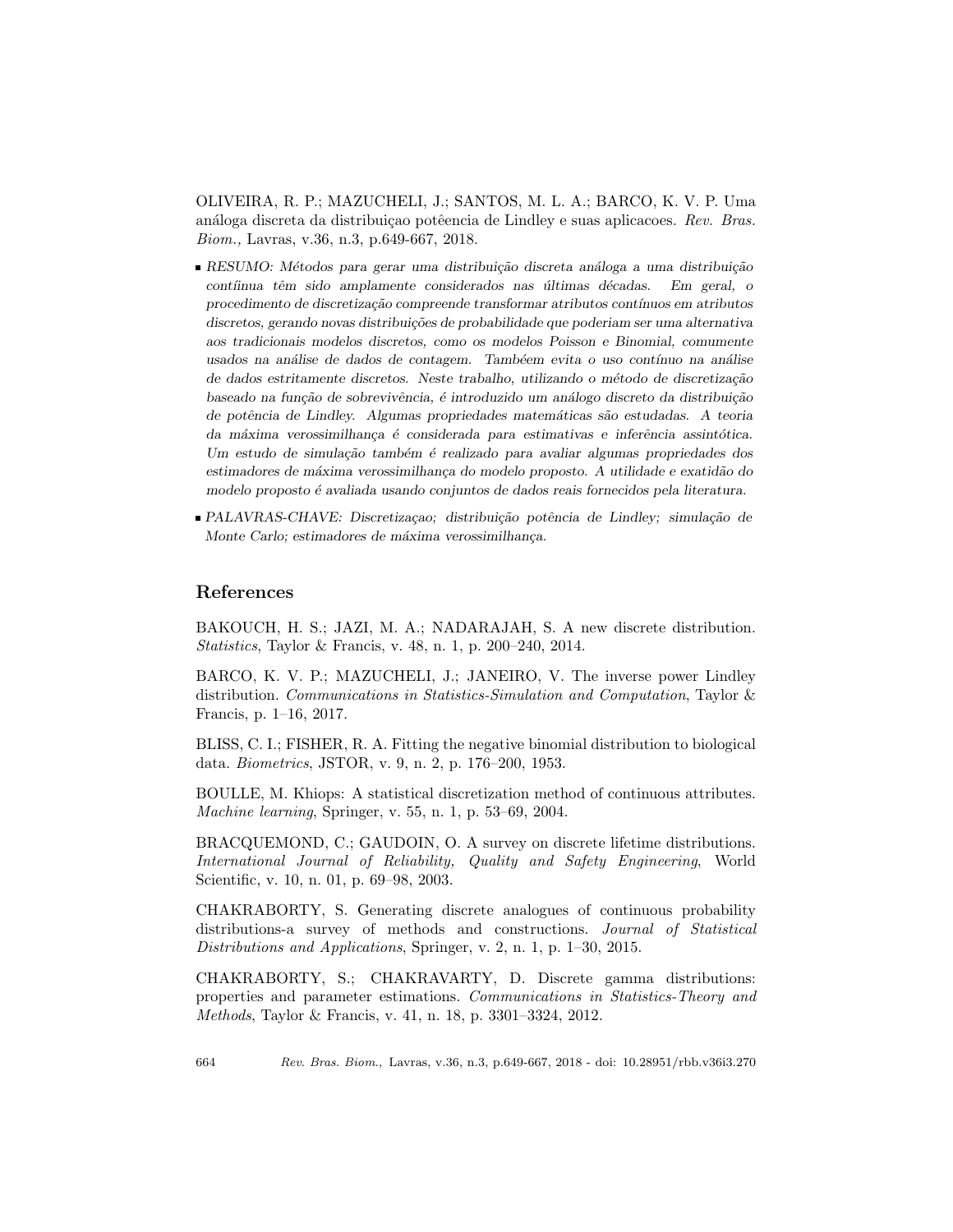OLIVEIRA, R. P.; MAZUCHELI, J.; SANTOS, M. L. A.; BARCO, K. V. P. Uma análoga discreta da distribuiçao potêencia de Lindley e suas aplicacoes. *Rev. Bras. Biom.,* Lavras, v.36, n.3, p.649-667, 2018.

- *RESUMO: Métodos para gerar uma distribuição discreta análoga a uma distribuição contíinua têm sido amplamente considerados nas últimas décadas. Em geral, o procedimento de discretização compreende transformar atributos contínuos em atributos discretos, gerando novas distribuições de probabilidade que poderiam ser uma alternativa aos tradicionais modelos discretos, como os modelos Poisson e Binomial, comumente usados na análise de dados de contagem. Tambéem evita o uso contínuo na análise de dados estritamente discretos. Neste trabalho, utilizando o método de discretização baseado na função de sobrevivência, é introduzido um análogo discreto da distribuição de potência de Lindley. Algumas propriedades matemáticas são estudadas. A teoria da máxima verossimilhança é considerada para estimativas e inferência assintótica. Um estudo de simulação também é realizado para avaliar algumas propriedades dos estimadores de máxima verossimilhança do modelo proposto. A utilidade e exatidão do modelo proposto é avaliada usando conjuntos de dados reais fornecidos pela literatura.*
- *PALAVRAS-CHAVE: Discretizaçao; distribuição potência de Lindley; simulação de Monte Carlo; estimadores de máxima verossimilhança.*

## References

BAKOUCH, H. S.; JAZI, M. A.; NADARAJAH, S. A new discrete distribution. *Statistics*, Taylor & Francis, v. 48, n. 1, p. 200–240, 2014.

BARCO, K. V. P.; MAZUCHELI, J.; JANEIRO, V. The inverse power Lindley distribution. *Communications in Statistics-Simulation and Computation*, Taylor & Francis, p. 1–16, 2017.

BLISS, C. I.; FISHER, R. A. Fitting the negative binomial distribution to biological data. *Biometrics*, JSTOR, v. 9, n. 2, p. 176–200, 1953.

BOULLE, M. Khiops: A statistical discretization method of continuous attributes. *Machine learning*, Springer, v. 55, n. 1, p. 53–69, 2004.

BRACQUEMOND, C.; GAUDOIN, O. A survey on discrete lifetime distributions. *International Journal of Reliability, Quality and Safety Engineering*, World Scientific, v. 10, n. 01, p. 69–98, 2003.

CHAKRABORTY, S. Generating discrete analogues of continuous probability distributions-a survey of methods and constructions. *Journal of Statistical Distributions and Applications*, Springer, v. 2, n. 1, p. 1–30, 2015.

CHAKRABORTY, S.; CHAKRAVARTY, D. Discrete gamma distributions: properties and parameter estimations. *Communications in Statistics-Theory and Methods*, Taylor & Francis, v. 41, n. 18, p. 3301–3324, 2012.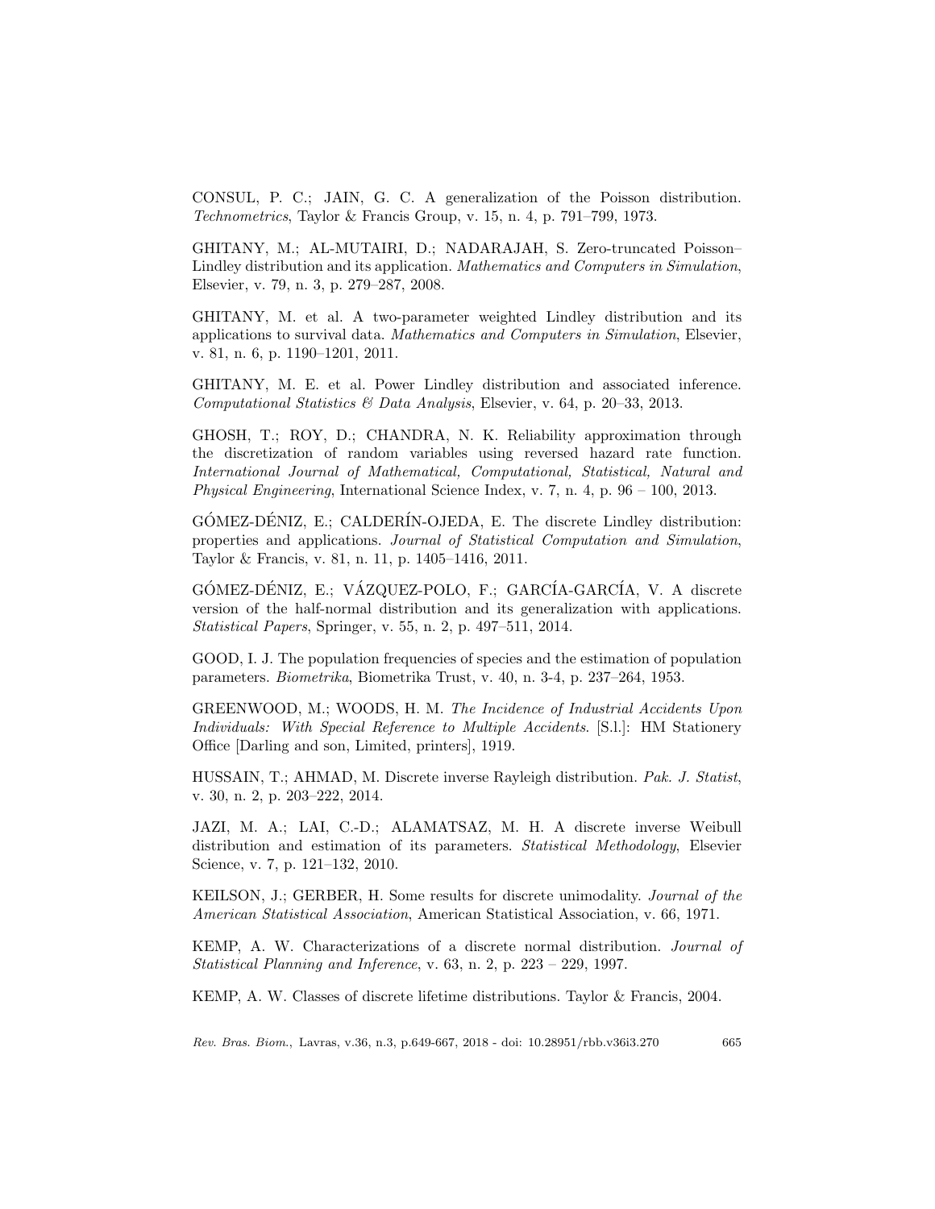CONSUL, P. C.; JAIN, G. C. A generalization of the Poisson distribution. *Technometrics*, Taylor & Francis Group, v. 15, n. 4, p. 791–799, 1973.

GHITANY, M.; AL-MUTAIRI, D.; NADARAJAH, S. Zero-truncated Poisson–Lindley distribution and its application. *Mathematics and Computers in Simulation*, Elsevier, v. 79, n. 3, p. 279–287, 2008.

GHITANY, M. et al. A two-parameter weighted Lindley distribution and its applications to survival data. *Mathematics and Computers in Simulation*, Elsevier, v. 81, n. 6, p. 1190–1201, 2011.

GHITANY, M. E. et al. Power Lindley distribution and associated inference. *Computational Statistics & Data Analysis*, Elsevier, v. 64, p. 20–33, 2013.

GHOSH, T.; ROY, D.; CHANDRA, N. K. Reliability approximation through the discretization of random variables using reversed hazard rate function. *International Journal of Mathematical, Computational, Statistical, Natural and Physical Engineering*, International Science Index, v. 7, n. 4, p. 96 – 100, 2013.

GÓMEZ-DÉNIZ, E.; CALDERÍN-OJEDA, E. The discrete Lindley distribution: properties and applications. *Journal of Statistical Computation and Simulation*, Taylor & Francis, v. 81, n. 11, p. 1405–1416, 2011.

GÓMEZ-DÉNIZ, E.; VÁZQUEZ-POLO, F.; GARCÍA-GARCÍA, V. A discrete version of the half-normal distribution and its generalization with applications. *Statistical Papers*, Springer, v. 55, n. 2, p. 497–511, 2014.

GOOD, I. J. The population frequencies of species and the estimation of population parameters. *Biometrika*, Biometrika Trust, v. 40, n. 3-4, p. 237–264, 1953.

GREENWOOD, M.; WOODS, H. M. *The Incidence of Industrial Accidents Upon Individuals: With Special Reference to Multiple Accidents*. [S.l.]: HM Stationery Office [Darling and son, Limited, printers], 1919.

HUSSAIN, T.; AHMAD, M. Discrete inverse Rayleigh distribution. *Pak. J. Statist*, v. 30, n. 2, p. 203–222, 2014.

JAZI, M. A.; LAI, C.-D.; ALAMATSAZ, M. H. A discrete inverse Weibull distribution and estimation of its parameters. *Statistical Methodology*, Elsevier Science, v. 7, p. 121–132, 2010.

KEILSON, J.; GERBER, H. Some results for discrete unimodality. *Journal of the American Statistical Association*, American Statistical Association, v. 66, 1971.

KEMP, A. W. Characterizations of a discrete normal distribution. *Journal of Statistical Planning and Inference*, v. 63, n. 2, p. 223 – 229, 1997.

KEMP, A. W. Classes of discrete lifetime distributions. Taylor & Francis, 2004.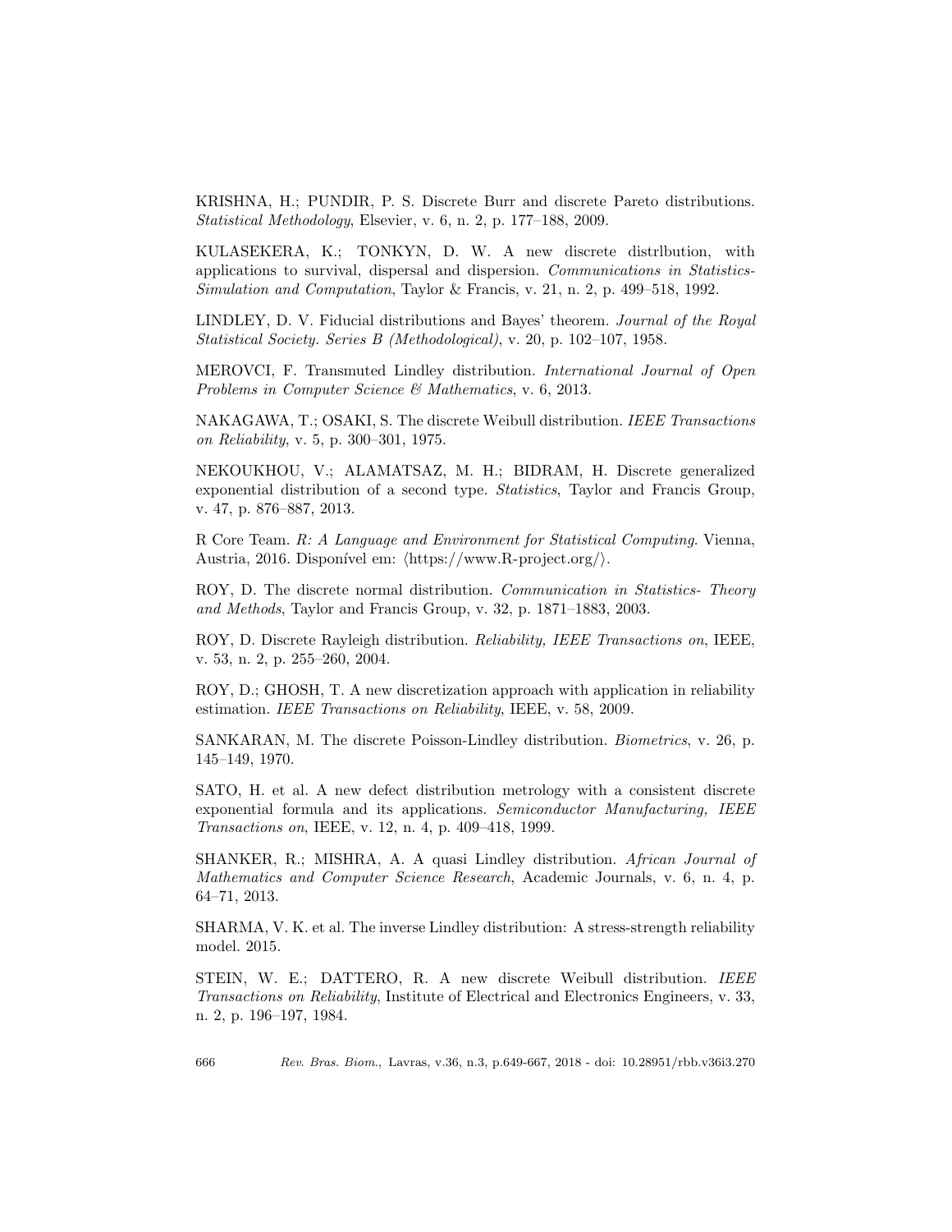KRISHNA, H.; PUNDIR, P. S. Discrete Burr and discrete Pareto distributions. *Statistical Methodology*, Elsevier, v. 6, n. 2, p. 177–188, 2009.

KULASEKERA, K.; TONKYN, D. W. A new discrete distrlbution, with applications to survival, dispersal and dispersion. *Communications in Statistics-Simulation and Computation*, Taylor & Francis, v. 21, n. 2, p. 499–518, 1992.

LINDLEY, D. V. Fiducial distributions and Bayes' theorem. *Journal of the Royal Statistical Society. Series B (Methodological)*, v. 20, p. 102–107, 1958.

MEROVCI, F. Transmuted Lindley distribution. *International Journal of Open Problems in Computer Science & Mathematics*, v. 6, 2013.

NAKAGAWA, T.; OSAKI, S. The discrete Weibull distribution. *IEEE Transactions on Reliability*, v. 5, p. 300–301, 1975.

NEKOUKHOU, V.; ALAMATSAZ, M. H.; BIDRAM, H. Discrete generalized exponential distribution of a second type. *Statistics*, Taylor and Francis Group, v. 47, p. 876–887, 2013.

R Core Team. *R: A Language and Environment for Statistical Computing*. Vienna, Austria, 2016. Disponível em: ⟨https://www.R-project.org/⟩.

ROY, D. The discrete normal distribution. *Communication in Statistics- Theory and Methods*, Taylor and Francis Group, v. 32, p. 1871–1883, 2003.

ROY, D. Discrete Rayleigh distribution. *Reliability, IEEE Transactions on*, IEEE, v. 53, n. 2, p. 255–260, 2004.

ROY, D.; GHOSH, T. A new discretization approach with application in reliability estimation. *IEEE Transactions on Reliability*, IEEE, v. 58, 2009.

SANKARAN, M. The discrete Poisson-Lindley distribution. *Biometrics*, v. 26, p. 145–149, 1970.

SATO, H. et al. A new defect distribution metrology with a consistent discrete exponential formula and its applications. *Semiconductor Manufacturing, IEEE Transactions on*, IEEE, v. 12, n. 4, p. 409–418, 1999.

SHANKER, R.; MISHRA, A. A quasi Lindley distribution. *African Journal of Mathematics and Computer Science Research*, Academic Journals, v. 6, n. 4, p. 64–71, 2013.

SHARMA, V. K. et al. The inverse Lindley distribution: A stress-strength reliability model. 2015.

STEIN, W. E.; DATTERO, R. A new discrete Weibull distribution. *IEEE Transactions on Reliability*, Institute of Electrical and Electronics Engineers, v. 33, n. 2, p. 196–197, 1984.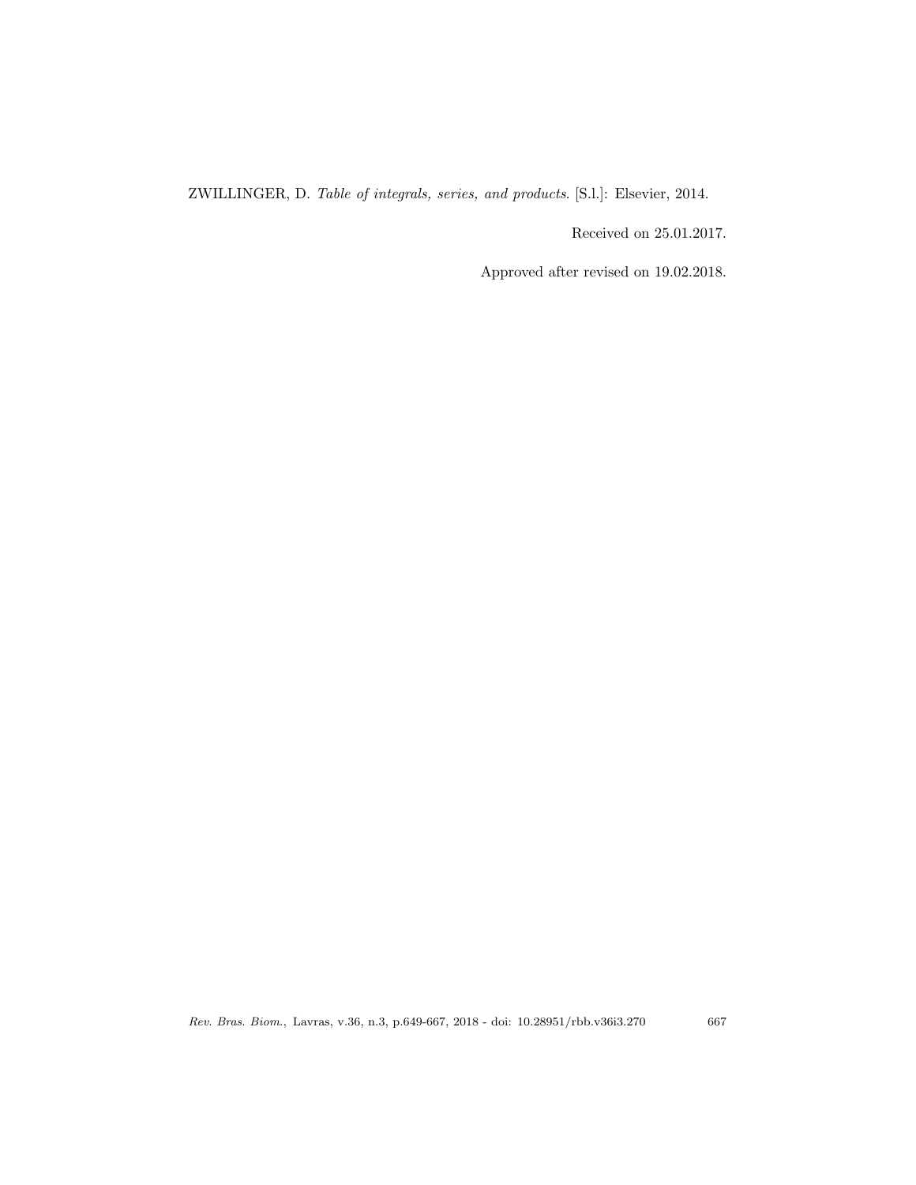ZWILLINGER, D. *Table of integrals, series, and products*. [S.l.]: Elsevier, 2014.

Received on 25.01.2017.

Approved after revised on 19.02.2018.